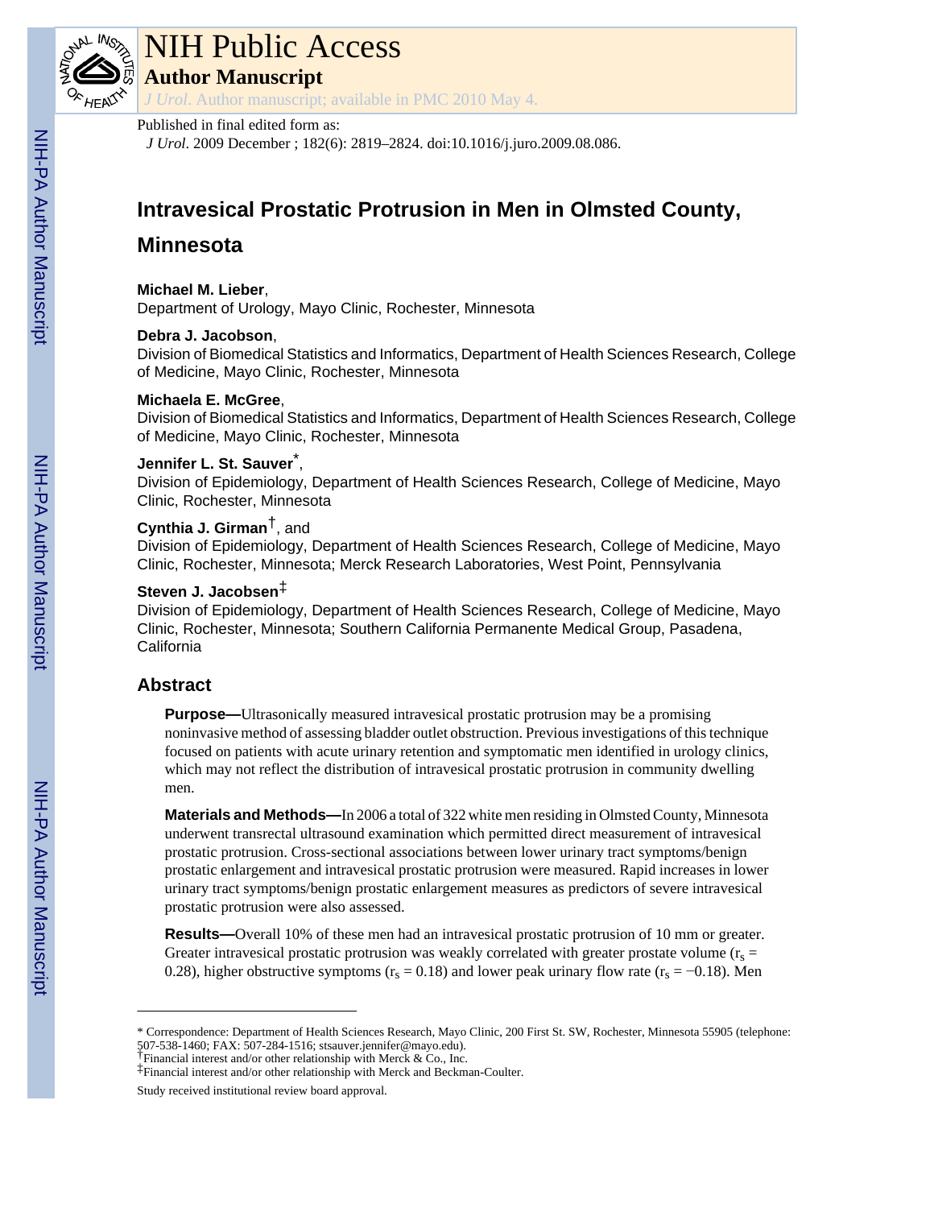# NIH Public Access

## Author Manuscript

*J Urol*. Author manuscript; available in PMC 2010 May 4.

Published in final edited form as:

*J Urol*. 2009 December ; 182(6): 2819–2824. doi:10.1016/j.juro.2009.08.086.

# Intravesical Prostatic Protrusion in Men in Olmsted County, Minnesota

**Michael M. Lieber**,
Department of Urology, Mayo Clinic, Rochester, Minnesota

**Debra J. Jacobson**,
Division of Biomedical Statistics and Informatics, Department of Health Sciences Research, College of Medicine, Mayo Clinic, Rochester, Minnesota

**Michaela E. McGree**,
Division of Biomedical Statistics and Informatics, Department of Health Sciences Research, College of Medicine, Mayo Clinic, Rochester, Minnesota

**Jennifer L. St. Sauver**[*],
Division of Epidemiology, Department of Health Sciences Research, College of Medicine, Mayo Clinic, Rochester, Minnesota

**Cynthia J. Girman**[†], and
Division of Epidemiology, Department of Health Sciences Research, College of Medicine, Mayo Clinic, Rochester, Minnesota; Merck Research Laboratories, West Point, Pennsylvania

**Steven J. Jacobsen**[‡]
Division of Epidemiology, Department of Health Sciences Research, College of Medicine, Mayo Clinic, Rochester, Minnesota; Southern California Permanente Medical Group, Pasadena, California

## Abstract

**Purpose—**Ultrasonically measured intravesical prostatic protrusion may be a promising noninvasive method of assessing bladder outlet obstruction. Previous investigations of this technique focused on patients with acute urinary retention and symptomatic men identified in urology clinics, which may not reflect the distribution of intravesical prostatic protrusion in community dwelling men.

**Materials and Methods—**In 2006 a total of 322 white men residing in Olmsted County, Minnesota underwent transrectal ultrasound examination which permitted direct measurement of intravesical prostatic protrusion. Cross-sectional associations between lower urinary tract symptoms/benign prostatic enlargement and intravesical prostatic protrusion were measured. Rapid increases in lower urinary tract symptoms/benign prostatic enlargement measures as predictors of severe intravesical prostatic protrusion were also assessed.

**Results—**Overall 10% of these men had an intravesical prostatic protrusion of 10 mm or greater. Greater intravesical prostatic protrusion was weakly correlated with greater prostate volume ($r_s$ = 0.28), higher obstructive symptoms ($r_s$ = 0.18) and lower peak urinary flow rate ($r_s$ = −0.18). Men

---

[*] Correspondence: Department of Health Sciences Research, Mayo Clinic, 200 First St. SW, Rochester, Minnesota 55905 (telephone: 507-538-1460; FAX: 507-284-1516; stsauver.jennifer@mayo.edu).

[†] Financial interest and/or other relationship with Merck & Co., Inc.

[‡] Financial interest and/or other relationship with Merck and Beckman-Coulter.

Study received institutional review board approval.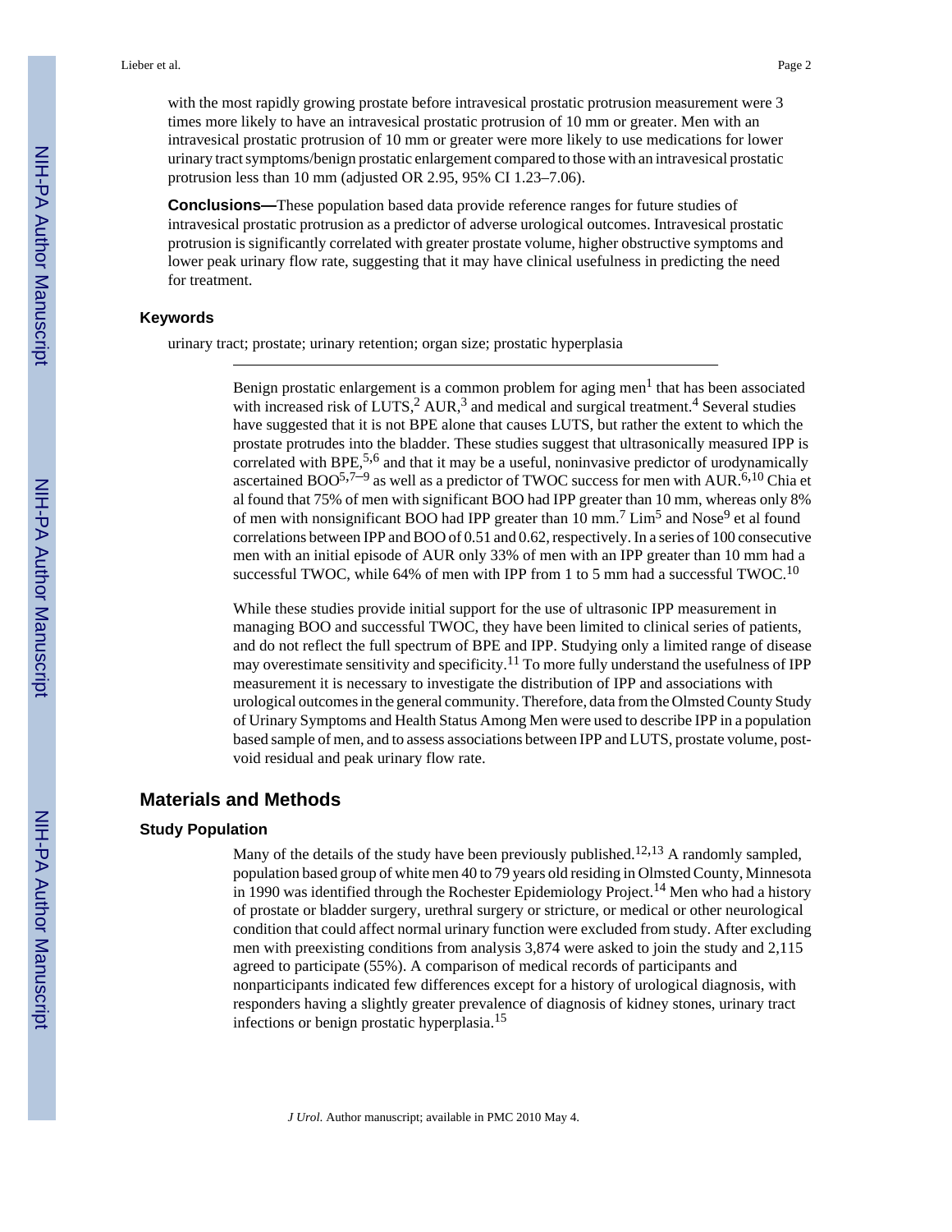with the most rapidly growing prostate before intravesical prostatic protrusion measurement were 3 times more likely to have an intravesical prostatic protrusion of 10 mm or greater. Men with an intravesical prostatic protrusion of 10 mm or greater were more likely to use medications for lower urinary tract symptoms/benign prostatic enlargement compared to those with an intravesical prostatic protrusion less than 10 mm (adjusted OR 2.95, 95% CI 1.23–7.06).

**Conclusions—**These population based data provide reference ranges for future studies of intravesical prostatic protrusion as a predictor of adverse urological outcomes. Intravesical prostatic protrusion is significantly correlated with greater prostate volume, higher obstructive symptoms and lower peak urinary flow rate, suggesting that it may have clinical usefulness in predicting the need for treatment.

### Keywords

urinary tract; prostate; urinary retention; organ size; prostatic hyperplasia

---

Benign prostatic enlargement is a common problem for aging men[1] that has been associated with increased risk of LUTS,[2] AUR,[3] and medical and surgical treatment.[4] Several studies have suggested that it is not BPE alone that causes LUTS, but rather the extent to which the prostate protrudes into the bladder. These studies suggest that ultrasonically measured IPP is correlated with BPE,[5,6] and that it may be a useful, noninvasive predictor of urodynamically ascertained BOO[5,7–9] as well as a predictor of TWOC success for men with AUR.[6,10] Chia et al found that 75% of men with significant BOO had IPP greater than 10 mm, whereas only 8% of men with nonsignificant BOO had IPP greater than 10 mm.[7] Lim[5] and Nose[9] et al found correlations between IPP and BOO of 0.51 and 0.62, respectively. In a series of 100 consecutive men with an initial episode of AUR only 33% of men with an IPP greater than 10 mm had a successful TWOC, while 64% of men with IPP from 1 to 5 mm had a successful TWOC.[10]

While these studies provide initial support for the use of ultrasonic IPP measurement in managing BOO and successful TWOC, they have been limited to clinical series of patients, and do not reflect the full spectrum of BPE and IPP. Studying only a limited range of disease may overestimate sensitivity and specificity.[11] To more fully understand the usefulness of IPP measurement it is necessary to investigate the distribution of IPP and associations with urological outcomes in the general community. Therefore, data from the Olmsted County Study of Urinary Symptoms and Health Status Among Men were used to describe IPP in a population based sample of men, and to assess associations between IPP and LUTS, prostate volume, post-void residual and peak urinary flow rate.

## Materials and Methods

### Study Population

Many of the details of the study have been previously published.[12,13] A randomly sampled, population based group of white men 40 to 79 years old residing in Olmsted County, Minnesota in 1990 was identified through the Rochester Epidemiology Project.[14] Men who had a history of prostate or bladder surgery, urethral surgery or stricture, or medical or other neurological condition that could affect normal urinary function were excluded from study. After excluding men with preexisting conditions from analysis 3,874 were asked to join the study and 2,115 agreed to participate (55%). A comparison of medical records of participants and nonparticipants indicated few differences except for a history of urological diagnosis, with responders having a slightly greater prevalence of diagnosis of kidney stones, urinary tract infections or benign prostatic hyperplasia.[15]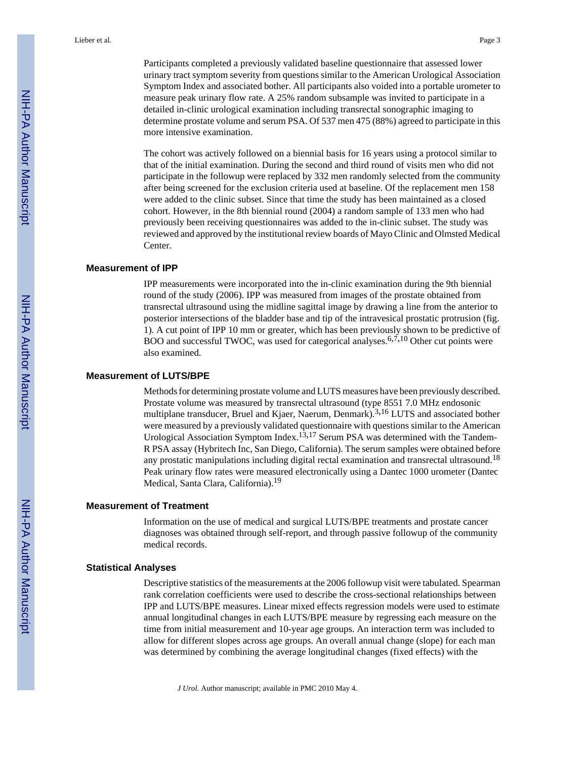Participants completed a previously validated baseline questionnaire that assessed lower urinary tract symptom severity from questions similar to the American Urological Association Symptom Index and associated bother. All participants also voided into a portable urometer to measure peak urinary flow rate. A 25% random subsample was invited to participate in a detailed in-clinic urological examination including transrectal sonographic imaging to determine prostate volume and serum PSA. Of 537 men 475 (88%) agreed to participate in this more intensive examination.

The cohort was actively followed on a biennial basis for 16 years using a protocol similar to that of the initial examination. During the second and third round of visits men who did not participate in the followup were replaced by 332 men randomly selected from the community after being screened for the exclusion criteria used at baseline. Of the replacement men 158 were added to the clinic subset. Since that time the study has been maintained as a closed cohort. However, in the 8th biennial round (2004) a random sample of 133 men who had previously been receiving questionnaires was added to the in-clinic subset. The study was reviewed and approved by the institutional review boards of Mayo Clinic and Olmsted Medical Center.

### Measurement of IPP

IPP measurements were incorporated into the in-clinic examination during the 9th biennial round of the study (2006). IPP was measured from images of the prostate obtained from transrectal ultrasound using the midline sagittal image by drawing a line from the anterior to posterior intersections of the bladder base and tip of the intravesical prostatic protrusion (fig. 1). A cut point of IPP 10 mm or greater, which has been previously shown to be predictive of BOO and successful TWOC, was used for categorical analyses.[6,7,10] Other cut points were also examined.

### Measurement of LUTS/BPE

Methods for determining prostate volume and LUTS measures have been previously described. Prostate volume was measured by transrectal ultrasound (type 8551 7.0 MHz endosonic multiplane transducer, Bruel and Kjaer, Naerum, Denmark).[3,16] LUTS and associated bother were measured by a previously validated questionnaire with questions similar to the American Urological Association Symptom Index.[13,17] Serum PSA was determined with the Tandem-R PSA assay (Hybritech Inc, San Diego, California). The serum samples were obtained before any prostatic manipulations including digital rectal examination and transrectal ultrasound.[18] Peak urinary flow rates were measured electronically using a Dantec 1000 urometer (Dantec Medical, Santa Clara, California).[19]

### Measurement of Treatment

Information on the use of medical and surgical LUTS/BPE treatments and prostate cancer diagnoses was obtained through self-report, and through passive followup of the community medical records.

### Statistical Analyses

Descriptive statistics of the measurements at the 2006 followup visit were tabulated. Spearman rank correlation coefficients were used to describe the cross-sectional relationships between IPP and LUTS/BPE measures. Linear mixed effects regression models were used to estimate annual longitudinal changes in each LUTS/BPE measure by regressing each measure on the time from initial measurement and 10-year age groups. An interaction term was included to allow for different slopes across age groups. An overall annual change (slope) for each man was determined by combining the average longitudinal changes (fixed effects) with the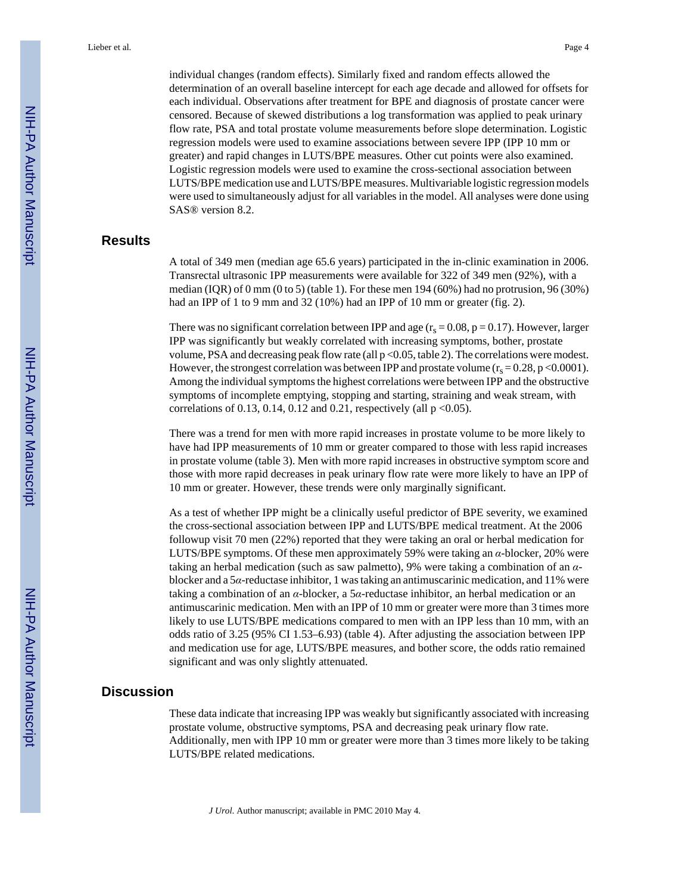individual changes (random effects). Similarly fixed and random effects allowed the determination of an overall baseline intercept for each age decade and allowed for offsets for each individual. Observations after treatment for BPE and diagnosis of prostate cancer were censored. Because of skewed distributions a log transformation was applied to peak urinary flow rate, PSA and total prostate volume measurements before slope determination. Logistic regression models were used to examine associations between severe IPP (IPP 10 mm or greater) and rapid changes in LUTS/BPE measures. Other cut points were also examined. Logistic regression models were used to examine the cross-sectional association between LUTS/BPE medication use and LUTS/BPE measures. Multivariable logistic regression models were used to simultaneously adjust for all variables in the model. All analyses were done using SAS® version 8.2.

## Results

A total of 349 men (median age 65.6 years) participated in the in-clinic examination in 2006. Transrectal ultrasonic IPP measurements were available for 322 of 349 men (92%), with a median (IQR) of 0 mm (0 to 5) (table 1). For these men 194 (60%) had no protrusion, 96 (30%) had an IPP of 1 to 9 mm and 32 (10%) had an IPP of 10 mm or greater (fig. 2).

There was no significant correlation between IPP and age ($r_s = 0.08$, $p = 0.17$). However, larger IPP was significantly but weakly correlated with increasing symptoms, bother, prostate volume, PSA and decreasing peak flow rate (all $p < 0.05$, table 2). The correlations were modest. However, the strongest correlation was between IPP and prostate volume ($r_s = 0.28$, $p < 0.0001$). Among the individual symptoms the highest correlations were between IPP and the obstructive symptoms of incomplete emptying, stopping and starting, straining and weak stream, with correlations of 0.13, 0.14, 0.12 and 0.21, respectively (all $p < 0.05$).

There was a trend for men with more rapid increases in prostate volume to be more likely to have had IPP measurements of 10 mm or greater compared to those with less rapid increases in prostate volume (table 3). Men with more rapid increases in obstructive symptom score and those with more rapid decreases in peak urinary flow rate were more likely to have an IPP of 10 mm or greater. However, these trends were only marginally significant.

As a test of whether IPP might be a clinically useful predictor of BPE severity, we examined the cross-sectional association between IPP and LUTS/BPE medical treatment. At the 2006 followup visit 70 men (22%) reported that they were taking an oral or herbal medication for LUTS/BPE symptoms. Of these men approximately 59% were taking an *α*-blocker, 20% were taking an herbal medication (such as saw palmetto), 9% were taking a combination of an *α*-blocker and a 5*α*-reductase inhibitor, 1 was taking an antimuscarinic medication, and 11% were taking a combination of an *α*-blocker, a 5*α*-reductase inhibitor, an herbal medication or an antimuscarinic medication. Men with an IPP of 10 mm or greater were more than 3 times more likely to use LUTS/BPE medications compared to men with an IPP less than 10 mm, with an odds ratio of 3.25 (95% CI 1.53–6.93) (table 4). After adjusting the association between IPP and medication use for age, LUTS/BPE measures, and bother score, the odds ratio remained significant and was only slightly attenuated.

## Discussion

These data indicate that increasing IPP was weakly but significantly associated with increasing prostate volume, obstructive symptoms, PSA and decreasing peak urinary flow rate. Additionally, men with IPP 10 mm or greater were more than 3 times more likely to be taking LUTS/BPE related medications.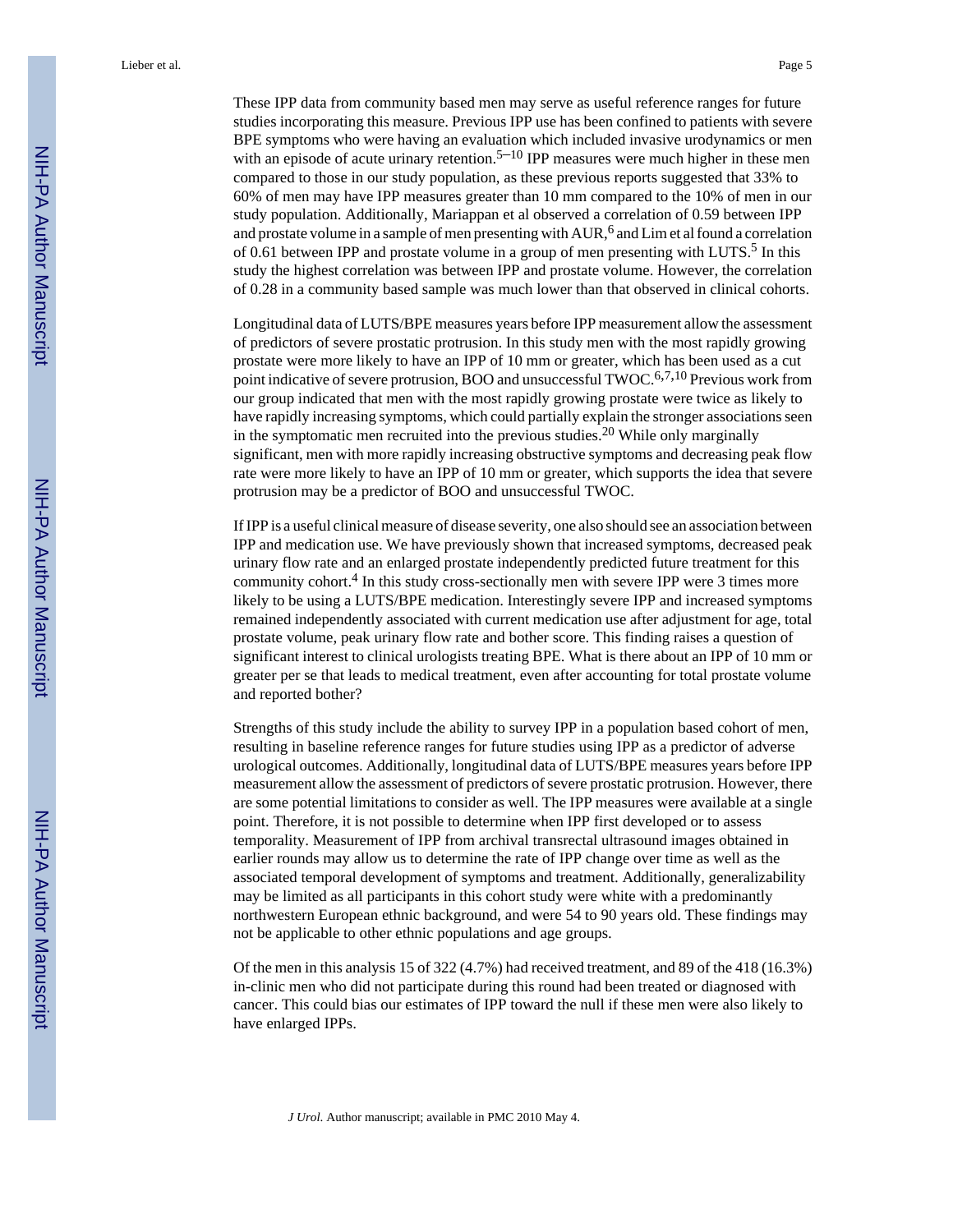These IPP data from community based men may serve as useful reference ranges for future studies incorporating this measure. Previous IPP use has been confined to patients with severe BPE symptoms who were having an evaluation which included invasive urodynamics or men with an episode of acute urinary retention.[5–10] IPP measures were much higher in these men compared to those in our study population, as these previous reports suggested that 33% to 60% of men may have IPP measures greater than 10 mm compared to the 10% of men in our study population. Additionally, Mariappan et al observed a correlation of 0.59 between IPP and prostate volume in a sample of men presenting with AUR,[6] and Lim et al found a correlation of 0.61 between IPP and prostate volume in a group of men presenting with LUTS.[5] In this study the highest correlation was between IPP and prostate volume. However, the correlation of 0.28 in a community based sample was much lower than that observed in clinical cohorts.

Longitudinal data of LUTS/BPE measures years before IPP measurement allow the assessment of predictors of severe prostatic protrusion. In this study men with the most rapidly growing prostate were more likely to have an IPP of 10 mm or greater, which has been used as a cut point indicative of severe protrusion, BOO and unsuccessful TWOC.[6,7,10] Previous work from our group indicated that men with the most rapidly growing prostate were twice as likely to have rapidly increasing symptoms, which could partially explain the stronger associations seen in the symptomatic men recruited into the previous studies.[20] While only marginally significant, men with more rapidly increasing obstructive symptoms and decreasing peak flow rate were more likely to have an IPP of 10 mm or greater, which supports the idea that severe protrusion may be a predictor of BOO and unsuccessful TWOC.

If IPP is a useful clinical measure of disease severity, one also should see an association between IPP and medication use. We have previously shown that increased symptoms, decreased peak urinary flow rate and an enlarged prostate independently predicted future treatment for this community cohort.[4] In this study cross-sectionally men with severe IPP were 3 times more likely to be using a LUTS/BPE medication. Interestingly severe IPP and increased symptoms remained independently associated with current medication use after adjustment for age, total prostate volume, peak urinary flow rate and bother score. This finding raises a question of significant interest to clinical urologists treating BPE. What is there about an IPP of 10 mm or greater per se that leads to medical treatment, even after accounting for total prostate volume and reported bother?

Strengths of this study include the ability to survey IPP in a population based cohort of men, resulting in baseline reference ranges for future studies using IPP as a predictor of adverse urological outcomes. Additionally, longitudinal data of LUTS/BPE measures years before IPP measurement allow the assessment of predictors of severe prostatic protrusion. However, there are some potential limitations to consider as well. The IPP measures were available at a single point. Therefore, it is not possible to determine when IPP first developed or to assess temporality. Measurement of IPP from archival transrectal ultrasound images obtained in earlier rounds may allow us to determine the rate of IPP change over time as well as the associated temporal development of symptoms and treatment. Additionally, generalizability may be limited as all participants in this cohort study were white with a predominantly northwestern European ethnic background, and were 54 to 90 years old. These findings may not be applicable to other ethnic populations and age groups.

Of the men in this analysis 15 of 322 (4.7%) had received treatment, and 89 of the 418 (16.3%) in-clinic men who did not participate during this round had been treated or diagnosed with cancer. This could bias our estimates of IPP toward the null if these men were also likely to have enlarged IPPs.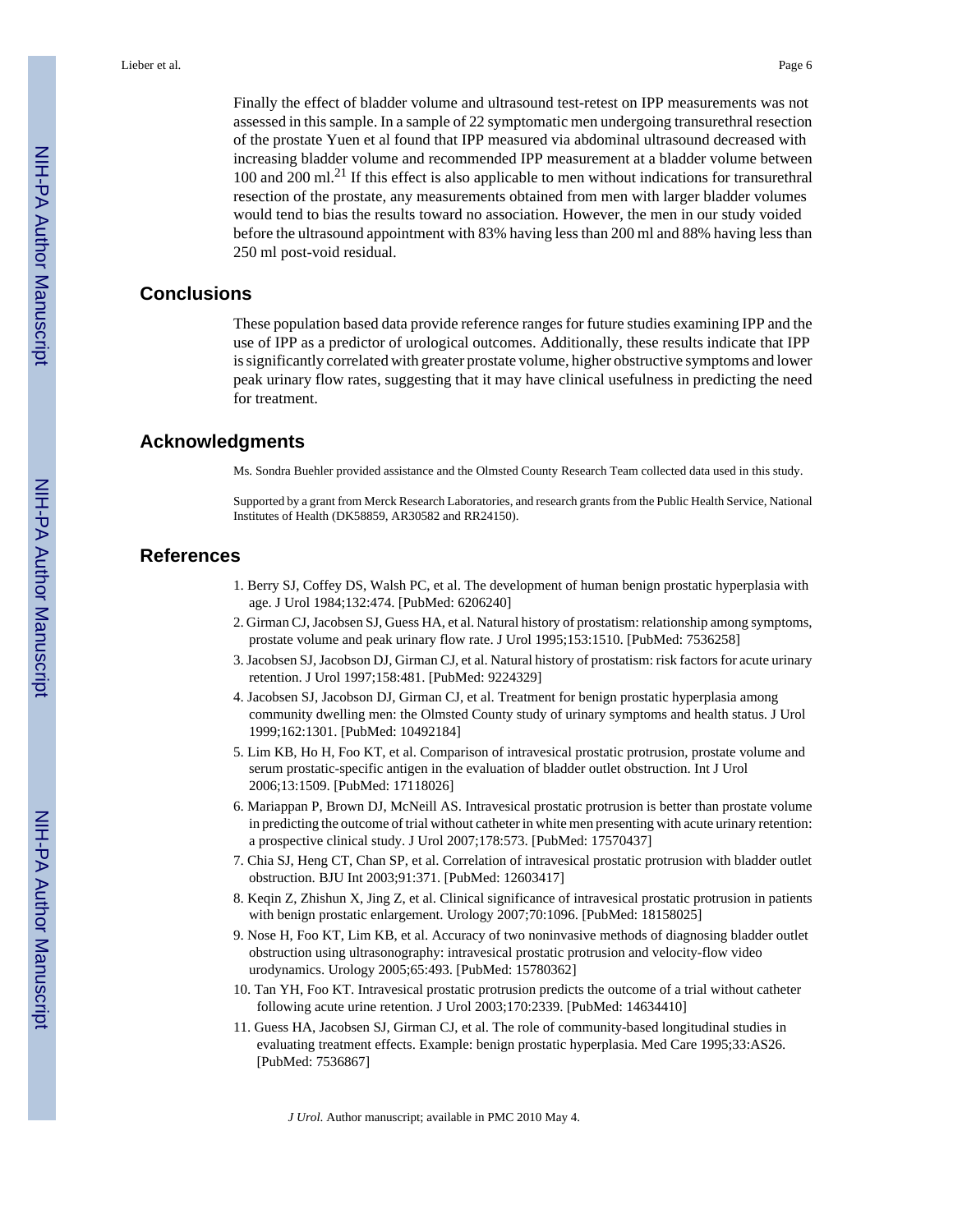Finally the effect of bladder volume and ultrasound test-retest on IPP measurements was not assessed in this sample. In a sample of 22 symptomatic men undergoing transurethral resection of the prostate Yuen et al found that IPP measured via abdominal ultrasound decreased with increasing bladder volume and recommended IPP measurement at a bladder volume between 100 and 200 ml.[21] If this effect is also applicable to men without indications for transurethral resection of the prostate, any measurements obtained from men with larger bladder volumes would tend to bias the results toward no association. However, the men in our study voided before the ultrasound appointment with 83% having less than 200 ml and 88% having less than 250 ml post-void residual.

## Conclusions

These population based data provide reference ranges for future studies examining IPP and the use of IPP as a predictor of urological outcomes. Additionally, these results indicate that IPP is significantly correlated with greater prostate volume, higher obstructive symptoms and lower peak urinary flow rates, suggesting that it may have clinical usefulness in predicting the need for treatment.

## Acknowledgments

Ms. Sondra Buehler provided assistance and the Olmsted County Research Team collected data used in this study.

Supported by a grant from Merck Research Laboratories, and research grants from the Public Health Service, National Institutes of Health (DK58859, AR30582 and RR24150).

## References

1. Berry SJ, Coffey DS, Walsh PC, et al. The development of human benign prostatic hyperplasia with age. J Urol 1984;132:474. [PubMed: 6206240]
2. Girman CJ, Jacobsen SJ, Guess HA, et al. Natural history of prostatism: relationship among symptoms, prostate volume and peak urinary flow rate. J Urol 1995;153:1510. [PubMed: 7536258]
3. Jacobsen SJ, Jacobson DJ, Girman CJ, et al. Natural history of prostatism: risk factors for acute urinary retention. J Urol 1997;158:481. [PubMed: 9224329]
4. Jacobsen SJ, Jacobson DJ, Girman CJ, et al. Treatment for benign prostatic hyperplasia among community dwelling men: the Olmsted County study of urinary symptoms and health status. J Urol 1999;162:1301. [PubMed: 10492184]
5. Lim KB, Ho H, Foo KT, et al. Comparison of intravesical prostatic protrusion, prostate volume and serum prostatic-specific antigen in the evaluation of bladder outlet obstruction. Int J Urol 2006;13:1509. [PubMed: 17118026]
6. Mariappan P, Brown DJ, McNeill AS. Intravesical prostatic protrusion is better than prostate volume in predicting the outcome of trial without catheter in white men presenting with acute urinary retention: a prospective clinical study. J Urol 2007;178:573. [PubMed: 17570437]
7. Chia SJ, Heng CT, Chan SP, et al. Correlation of intravesical prostatic protrusion with bladder outlet obstruction. BJU Int 2003;91:371. [PubMed: 12603417]
8. Keqin Z, Zhishun X, Jing Z, et al. Clinical significance of intravesical prostatic protrusion in patients with benign prostatic enlargement. Urology 2007;70:1096. [PubMed: 18158025]
9. Nose H, Foo KT, Lim KB, et al. Accuracy of two noninvasive methods of diagnosing bladder outlet obstruction using ultrasonography: intravesical prostatic protrusion and velocity-flow video urodynamics. Urology 2005;65:493. [PubMed: 15780362]
10. Tan YH, Foo KT. Intravesical prostatic protrusion predicts the outcome of a trial without catheter following acute urine retention. J Urol 2003;170:2339. [PubMed: 14634410]
11. Guess HA, Jacobsen SJ, Girman CJ, et al. The role of community-based longitudinal studies in evaluating treatment effects. Example: benign prostatic hyperplasia. Med Care 1995;33:AS26. [PubMed: 7536867]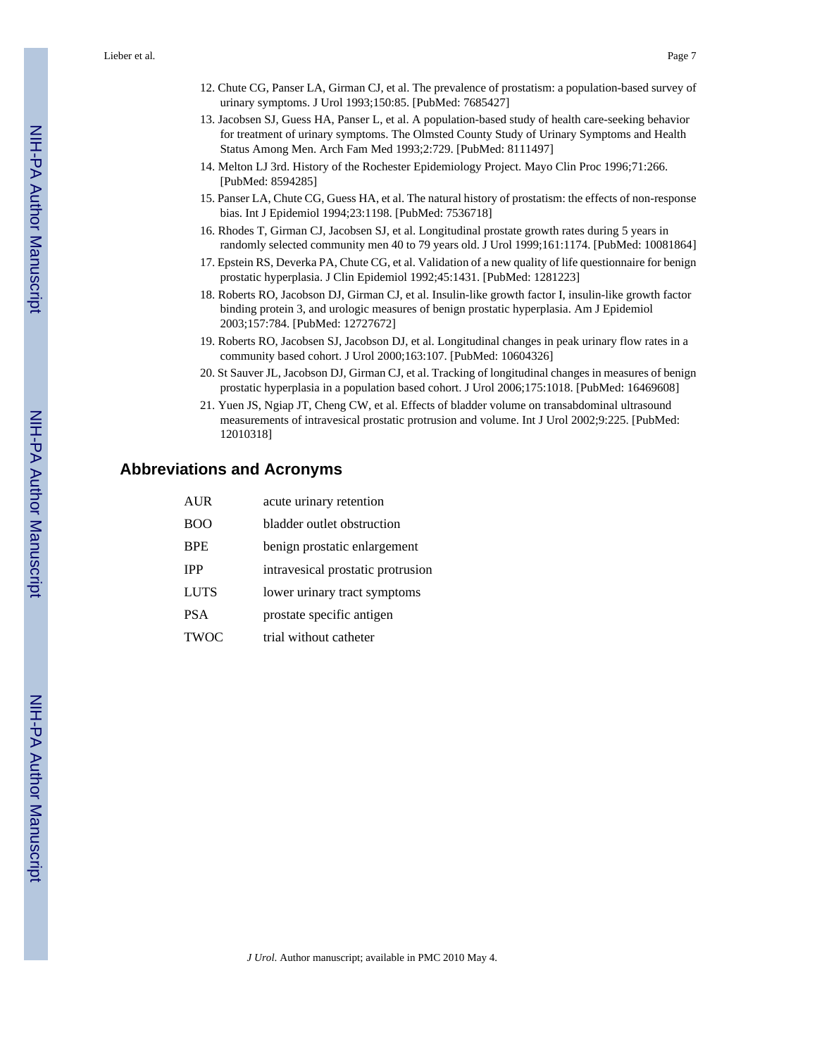12. Chute CG, Panser LA, Girman CJ, et al. The prevalence of prostatism: a population-based survey of urinary symptoms. J Urol 1993;150:85. [PubMed: 7685427]
13. Jacobsen SJ, Guess HA, Panser L, et al. A population-based study of health care-seeking behavior for treatment of urinary symptoms. The Olmsted County Study of Urinary Symptoms and Health Status Among Men. Arch Fam Med 1993;2:729. [PubMed: 8111497]
14. Melton LJ 3rd. History of the Rochester Epidemiology Project. Mayo Clin Proc 1996;71:266. [PubMed: 8594285]
15. Panser LA, Chute CG, Guess HA, et al. The natural history of prostatism: the effects of non-response bias. Int J Epidemiol 1994;23:1198. [PubMed: 7536718]
16. Rhodes T, Girman CJ, Jacobsen SJ, et al. Longitudinal prostate growth rates during 5 years in randomly selected community men 40 to 79 years old. J Urol 1999;161:1174. [PubMed: 10081864]
17. Epstein RS, Deverka PA, Chute CG, et al. Validation of a new quality of life questionnaire for benign prostatic hyperplasia. J Clin Epidemiol 1992;45:1431. [PubMed: 1281223]
18. Roberts RO, Jacobson DJ, Girman CJ, et al. Insulin-like growth factor I, insulin-like growth factor binding protein 3, and urologic measures of benign prostatic hyperplasia. Am J Epidemiol 2003;157:784. [PubMed: 12727672]
19. Roberts RO, Jacobsen SJ, Jacobson DJ, et al. Longitudinal changes in peak urinary flow rates in a community based cohort. J Urol 2000;163:107. [PubMed: 10604326]
20. St Sauver JL, Jacobson DJ, Girman CJ, et al. Tracking of longitudinal changes in measures of benign prostatic hyperplasia in a population based cohort. J Urol 2006;175:1018. [PubMed: 16469608]
21. Yuen JS, Ngiap JT, Cheng CW, et al. Effects of bladder volume on transabdominal ultrasound measurements of intravesical prostatic protrusion and volume. Int J Urol 2002;9:225. [PubMed: 12010318]

## Abbreviations and Acronyms

| | |
|---|---|
| AUR | acute urinary retention |
| BOO | bladder outlet obstruction |
| BPE | benign prostatic enlargement |
| IPP | intravesical prostatic protrusion |
| LUTS | lower urinary tract symptoms |
| PSA | prostate specific antigen |
| TWOC | trial without catheter |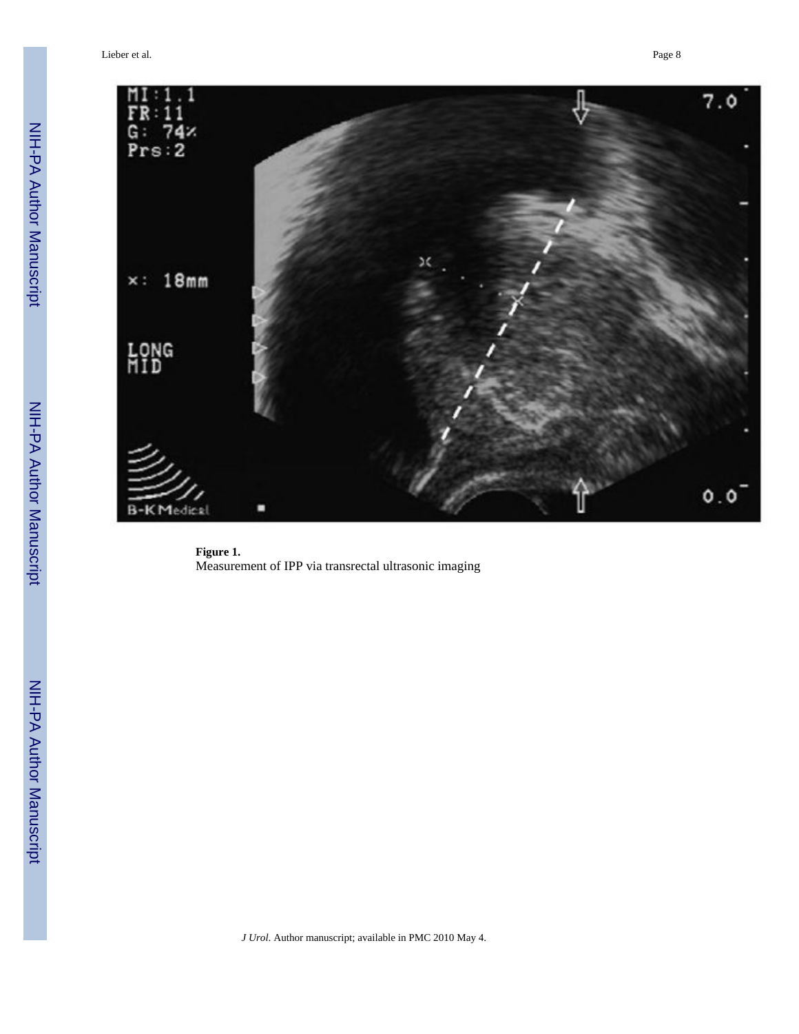**Figure 1.**
Measurement of IPP via transrectal ultrasonic imaging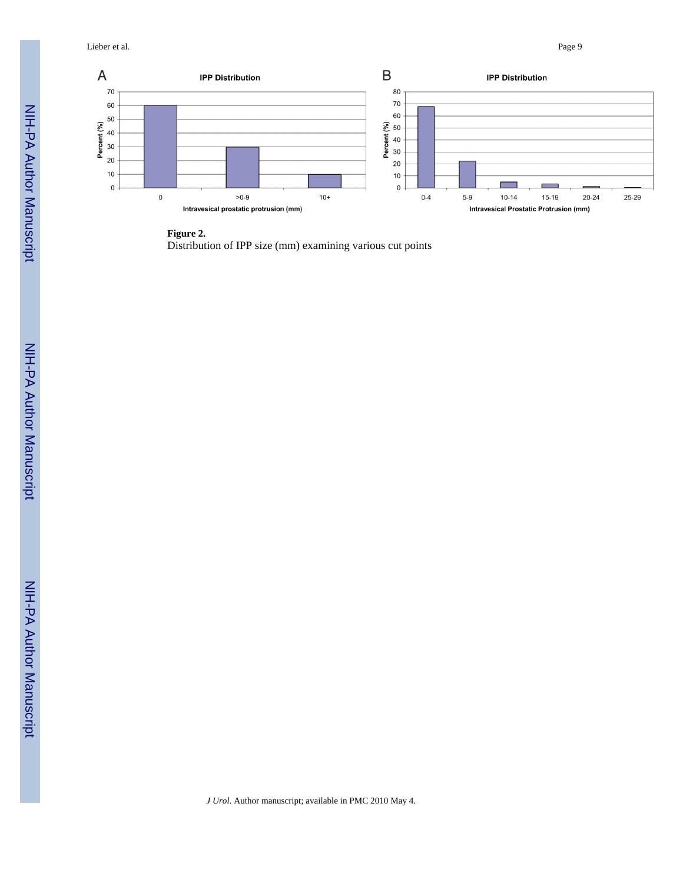**Figure 2.**

Distribution of IPP size (mm) examining various cut points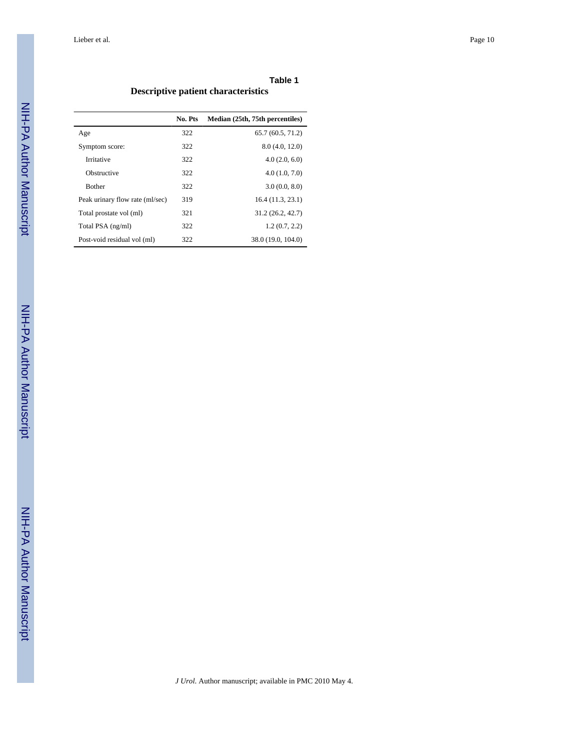**Table 1**

**Descriptive patient characteristics**

| | No. Pts | Median (25th, 75th percentiles) |
|---|---|---|
| Age | 322 | 65.7 (60.5, 71.2) |
| Symptom score: | 322 | 8.0 (4.0, 12.0) |
| Irritative | 322 | 4.0 (2.0, 6.0) |
| Obstructive | 322 | 4.0 (1.0, 7.0) |
| Bother | 322 | 3.0 (0.0, 8.0) |
| Peak urinary flow rate (ml/sec) | 319 | 16.4 (11.3, 23.1) |
| Total prostate vol (ml) | 321 | 31.2 (26.2, 42.7) |
| Total PSA (ng/ml) | 322 | 1.2 (0.7, 2.2) |
| Post-void residual vol (ml) | 322 | 38.0 (19.0, 104.0) |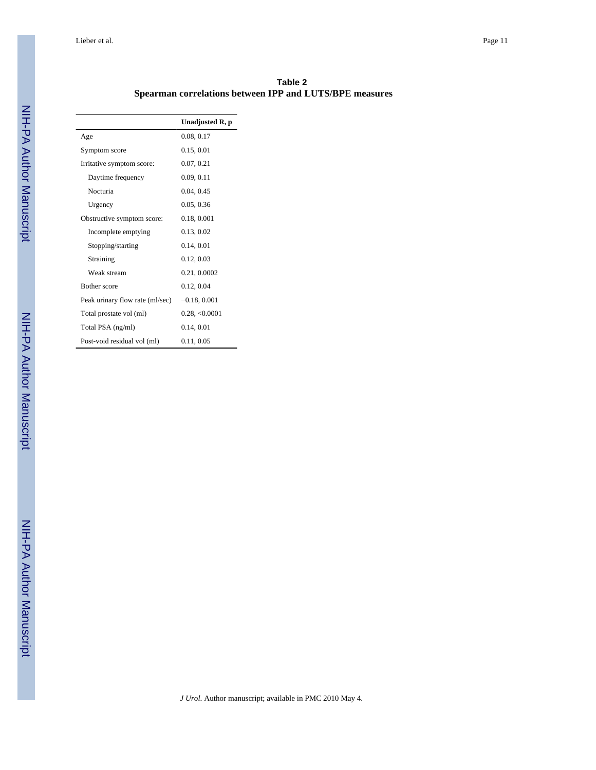**Table 2**

**Spearman correlations between IPP and LUTS/BPE measures**

| | **Unadjusted R, p** |
|---|---|
| Age | 0.08, 0.17 |
| Symptom score | 0.15, 0.01 |
| Irritative symptom score: | 0.07, 0.21 |
| Daytime frequency | 0.09, 0.11 |
| Nocturia | 0.04, 0.45 |
| Urgency | 0.05, 0.36 |
| Obstructive symptom score: | 0.18, 0.001 |
| Incomplete emptying | 0.13, 0.02 |
| Stopping/starting | 0.14, 0.01 |
| Straining | 0.12, 0.03 |
| Weak stream | 0.21, 0.0002 |
| Bother score | 0.12, 0.04 |
| Peak urinary flow rate (ml/sec) | −0.18, 0.001 |
| Total prostate vol (ml) | 0.28, <0.0001 |
| Total PSA (ng/ml) | 0.14, 0.01 |
| Post-void residual vol (ml) | 0.11, 0.05 |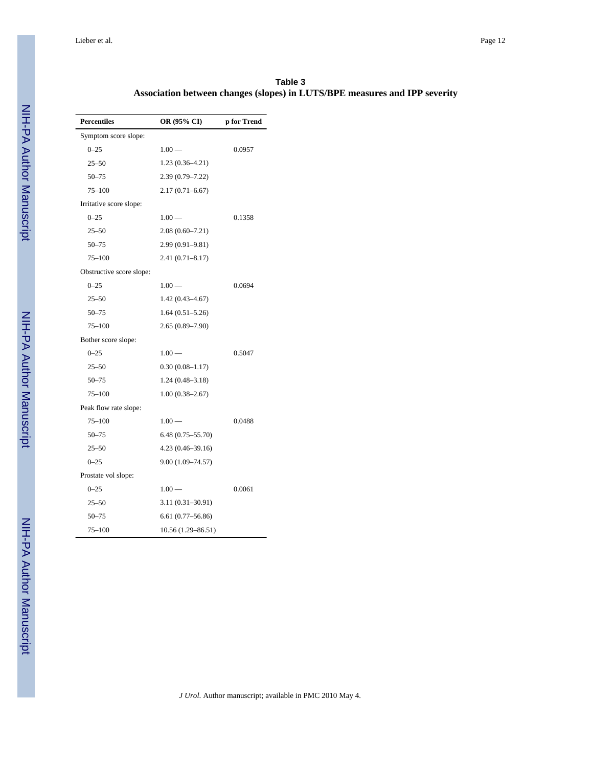**Table 3**

**Association between changes (slopes) in LUTS/BPE measures and IPP severity**

| Percentiles | OR (95% CI) | p for Trend |
|---|---|---|
| Symptom score slope: | | |
| 0–25 | 1.00 — | 0.0957 |
| 25–50 | 1.23 (0.36–4.21) | |
| 50–75 | 2.39 (0.79–7.22) | |
| 75–100 | 2.17 (0.71–6.67) | |
| Irritative score slope: | | |
| 0–25 | 1.00 — | 0.1358 |
| 25–50 | 2.08 (0.60–7.21) | |
| 50–75 | 2.99 (0.91–9.81) | |
| 75–100 | 2.41 (0.71–8.17) | |
| Obstructive score slope: | | |
| 0–25 | 1.00 — | 0.0694 |
| 25–50 | 1.42 (0.43–4.67) | |
| 50–75 | 1.64 (0.51–5.26) | |
| 75–100 | 2.65 (0.89–7.90) | |
| Bother score slope: | | |
| 0–25 | 1.00 — | 0.5047 |
| 25–50 | 0.30 (0.08–1.17) | |
| 50–75 | 1.24 (0.48–3.18) | |
| 75–100 | 1.00 (0.38–2.67) | |
| Peak flow rate slope: | | |
| 75–100 | 1.00 — | 0.0488 |
| 50–75 | 6.48 (0.75–55.70) | |
| 25–50 | 4.23 (0.46–39.16) | |
| 0–25 | 9.00 (1.09–74.57) | |
| Prostate vol slope: | | |
| 0–25 | 1.00 — | 0.0061 |
| 25–50 | 3.11 (0.31–30.91) | |
| 50–75 | 6.61 (0.77–56.86) | |
| 75–100 | 10.56 (1.29–86.51) | |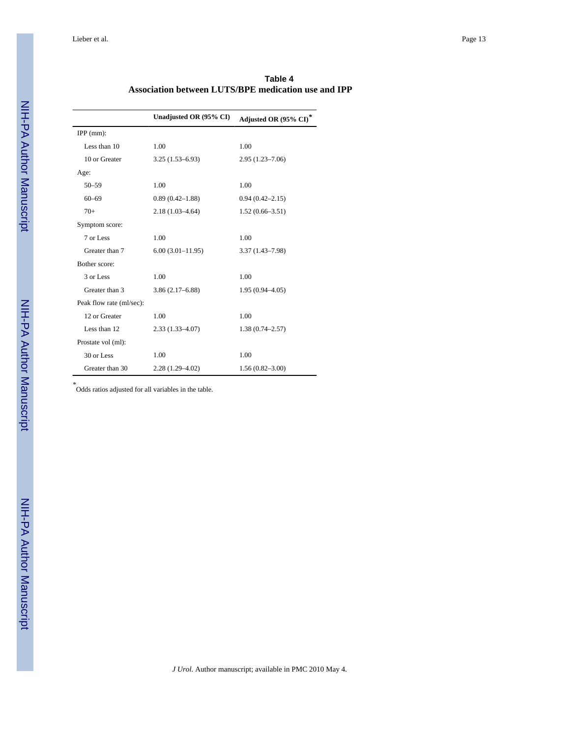**Table 4**

**Association between LUTS/BPE medication use and IPP**

| | Unadjusted OR (95% CI) | Adjusted OR (95% CI)* |
|---|---|---|
| IPP (mm): | | |
| Less than 10 | 1.00 | 1.00 |
| 10 or Greater | 3.25 (1.53–6.93) | 2.95 (1.23–7.06) |
| Age: | | |
| 50–59 | 1.00 | 1.00 |
| 60–69 | 0.89 (0.42–1.88) | 0.94 (0.42–2.15) |
| 70+ | 2.18 (1.03–4.64) | 1.52 (0.66–3.51) |
| Symptom score: | | |
| 7 or Less | 1.00 | 1.00 |
| Greater than 7 | 6.00 (3.01–11.95) | 3.37 (1.43–7.98) |
| Bother score: | | |
| 3 or Less | 1.00 | 1.00 |
| Greater than 3 | 3.86 (2.17–6.88) | 1.95 (0.94–4.05) |
| Peak flow rate (ml/sec): | | |
| 12 or Greater | 1.00 | 1.00 |
| Less than 12 | 2.33 (1.33–4.07) | 1.38 (0.74–2.57) |
| Prostate vol (ml): | | |
| 30 or Less | 1.00 | 1.00 |
| Greater than 30 | 2.28 (1.29–4.02) | 1.56 (0.82–3.00) |

*Odds ratios adjusted for all variables in the table.